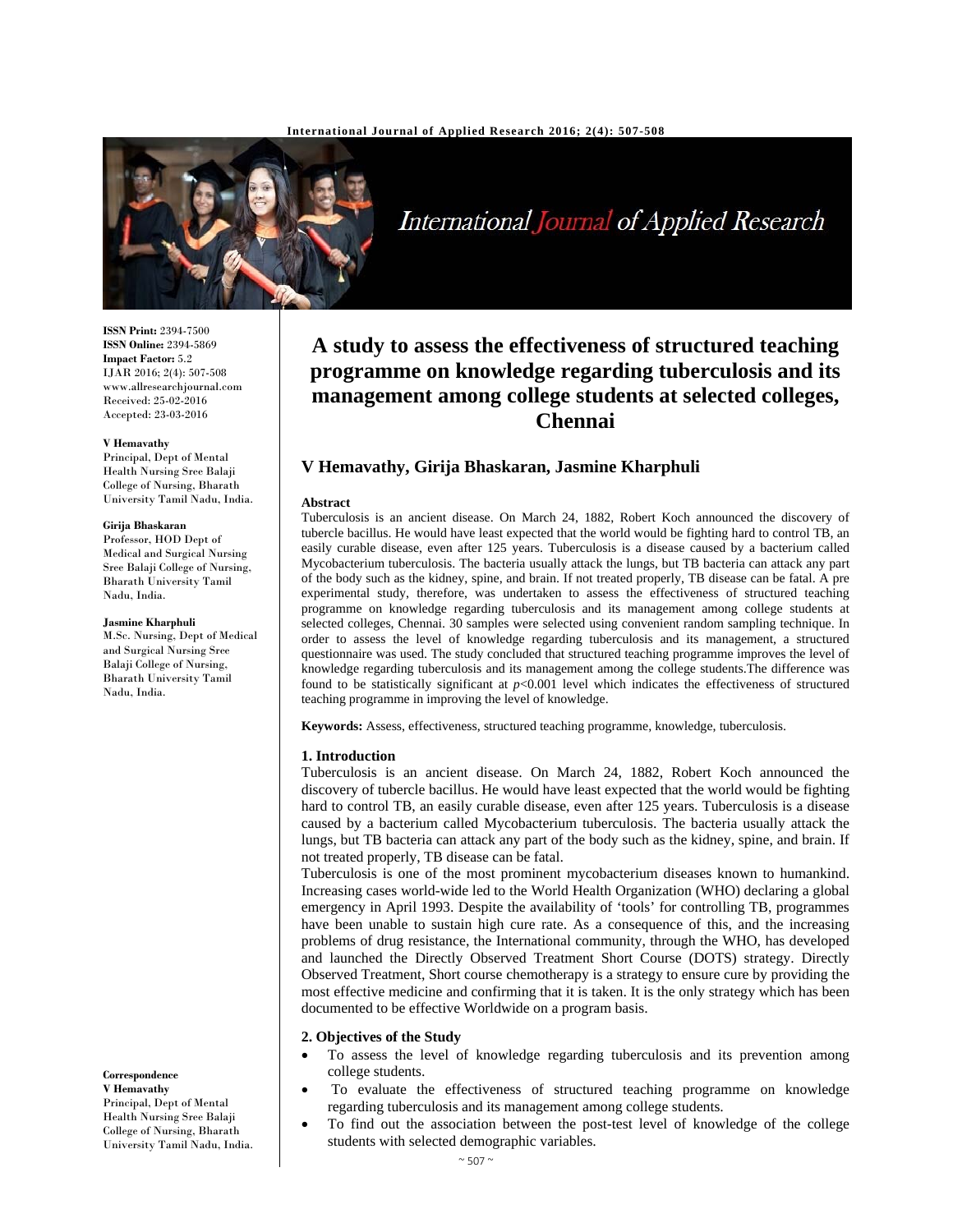# A study to assess the effectiveness of structured teaching programme on knowledge regarding tuberculosis and its management among college students at selected colleges, Chennai

## V Hemavathy, Girija Bhaskaran, Jasmine Kharphuli

**ISSN Print:** 2394-7500
**ISSN Online:** 2394-5869
**Impact Factor:** 5.2
IJAR 2016; 2(4): 507-508
www.allresearchjournal.com
Received: 25-02-2016
Accepted: 23-03-2016

**V Hemavathy**
Principal, Dept of Mental Health Nursing Sree Balaji College of Nursing, Bharath University Tamil Nadu, India.

**Girija Bhaskaran**
Professor, HOD Dept of Medical and Surgical Nursing Sree Balaji College of Nursing, Bharath University Tamil Nadu, India.

**Jasmine Kharphuli**
M.Sc. Nursing, Dept of Medical and Surgical Nursing Sree Balaji College of Nursing, Bharath University Tamil Nadu, India.

**Correspondence**
**V Hemavathy**
Principal, Dept of Mental Health Nursing Sree Balaji College of Nursing, Bharath University Tamil Nadu, India.

**Abstract**

Tuberculosis is an ancient disease. On March 24, 1882, Robert Koch announced the discovery of tubercle bacillus. He would have least expected that the world would be fighting hard to control TB, an easily curable disease, even after 125 years. Tuberculosis is a disease caused by a bacterium called Mycobacterium tuberculosis. The bacteria usually attack the lungs, but TB bacteria can attack any part of the body such as the kidney, spine, and brain. If not treated properly, TB disease can be fatal. A pre experimental study, therefore, was undertaken to assess the effectiveness of structured teaching programme on knowledge regarding tuberculosis and its management among college students at selected colleges, Chennai. 30 samples were selected using convenient random sampling technique. In order to assess the level of knowledge regarding tuberculosis and its management, a structured questionnaire was used. The study concluded that structured teaching programme improves the level of knowledge regarding tuberculosis and its management among the college students.The difference was found to be statistically significant at $p$<0.001 level which indicates the effectiveness of structured teaching programme in improving the level of knowledge.

**Keywords:** Assess, effectiveness, structured teaching programme, knowledge, tuberculosis.

### 1. Introduction

Tuberculosis is an ancient disease. On March 24, 1882, Robert Koch announced the discovery of tubercle bacillus. He would have least expected that the world would be fighting hard to control TB, an easily curable disease, even after 125 years. Tuberculosis is a disease caused by a bacterium called Mycobacterium tuberculosis. The bacteria usually attack the lungs, but TB bacteria can attack any part of the body such as the kidney, spine, and brain. If not treated properly, TB disease can be fatal.

Tuberculosis is one of the most prominent mycobacterium diseases known to humankind. Increasing cases world-wide led to the World Health Organization (WHO) declaring a global emergency in April 1993. Despite the availability of 'tools' for controlling TB, programmes have been unable to sustain high cure rate. As a consequence of this, and the increasing problems of drug resistance, the International community, through the WHO, has developed and launched the Directly Observed Treatment Short Course (DOTS) strategy. Directly Observed Treatment, Short course chemotherapy is a strategy to ensure cure by providing the most effective medicine and confirming that it is taken. It is the only strategy which has been documented to be effective Worldwide on a program basis.

### 2. Objectives of the Study

- To assess the level of knowledge regarding tuberculosis and its prevention among college students.
- To evaluate the effectiveness of structured teaching programme on knowledge regarding tuberculosis and its management among college students.
- To find out the association between the post-test level of knowledge of the college students with selected demographic variables.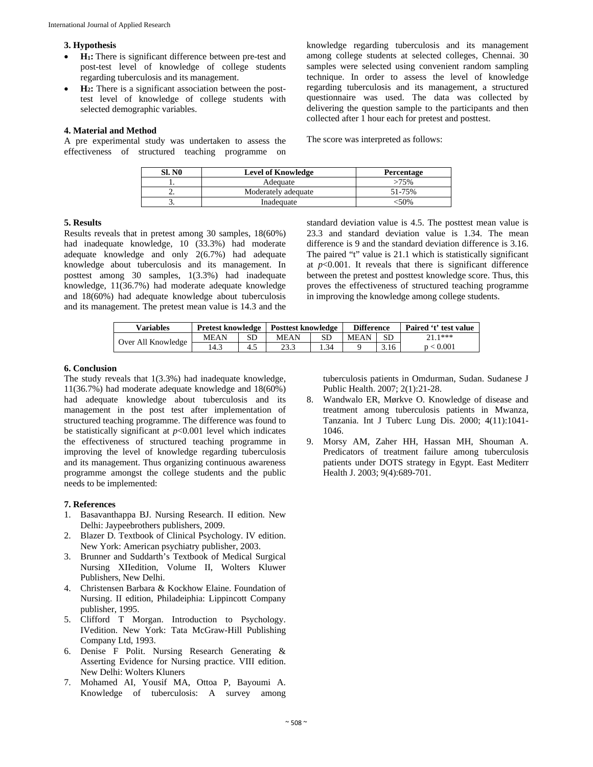## 3. Hypothesis

- **H$_1$:** There is significant difference between pre-test and post-test level of knowledge of college students regarding tuberculosis and its management.
- **H$_2$:** There is a significant association between the post-test level of knowledge of college students with selected demographic variables.

## 4. Material and Method

A pre experimental study was undertaken to assess the effectiveness of structured teaching programme on knowledge regarding tuberculosis and its management among college students at selected colleges, Chennai. 30 samples were selected using convenient random sampling technique. In order to assess the level of knowledge regarding tuberculosis and its management, a structured questionnaire was used. The data was collected by delivering the question sample to the participants and then collected after 1 hour each for pretest and posttest.

The score was interpreted as follows:

| Sl. N0 | Level of Knowledge | Percentage |
|---|---|---|
| 1. | Adequate | >75% |
| 2. | Moderately adequate | 51-75% |
| 3. | Inadequate | <50% |

## 5. Results

Results reveals that in pretest among 30 samples, 18(60%) had inadequate knowledge, 10 (33.3%) had moderate adequate knowledge and only 2(6.7%) had adequate knowledge about tuberculosis and its management. In posttest among 30 samples, 1(3.3%) had inadequate knowledge, 11(36.7%) had moderate adequate knowledge and 18(60%) had adequate knowledge about tuberculosis and its management. The pretest mean value is 14.3 and the standard deviation value is 4.5. The posttest mean value is 23.3 and standard deviation value is 1.34. The mean difference is 9 and the standard deviation difference is 3.16. The paired "t" value is 21.1 which is statistically significant at $p<0.001$. It reveals that there is significant difference between the pretest and posttest knowledge score. Thus, this proves the effectiveness of structured teaching programme in improving the knowledge among college students.

| Variables | Pretest knowledge | | Posttest knowledge | | Difference | | Paired 't' test value |
|---|---|---|---|---|---|---|---|
| Over All Knowledge | MEAN | SD | MEAN | SD | MEAN | SD | 21.1*** |
| | 14.3 | 4.5 | 23.3 | 1.34 | 9 | 3.16 | $p < 0.001$ |

## 6. Conclusion

The study reveals that 1(3.3%) had inadequate knowledge, 11(36.7%) had moderate adequate knowledge and 18(60%) had adequate knowledge about tuberculosis and its management in the post test after implementation of structured teaching programme. The difference was found to be statistically significant at $p<0.001$ level which indicates the effectiveness of structured teaching programme in improving the level of knowledge regarding tuberculosis and its management. Thus organizing continuous awareness programme amongst the college students and the public needs to be implemented:

## 7. References

1. Basavanthappa BJ. Nursing Research. II edition. New Delhi: Jaypeebrothers publishers, 2009.
2. Blazer D. Textbook of Clinical Psychology. IV edition. New York: American psychiatry publisher, 2003.
3. Brunner and Suddarth's Textbook of Medical Surgical Nursing XIIedition, Volume II, Wolters Kluwer Publishers, New Delhi.
4. Christensen Barbara & Kockhow Elaine. Foundation of Nursing. II edition, Philadeiphia: Lippincott Company publisher, 1995.
5. Clifford T Morgan. Introduction to Psychology. IVedition. New York: Tata McGraw-Hill Publishing Company Ltd, 1993.
6. Denise F Polit. Nursing Research Generating & Asserting Evidence for Nursing practice. VIII edition. New Delhi: Wolters Kluners
7. Mohamed AI, Yousif MA, Ottoa P, Bayoumi A. Knowledge of tuberculosis: A survey among tuberculosis patients in Omdurman, Sudan. Sudanese J Public Health. 2007; 2(1):21-28.
8. Wandwalo ER, Mørkve O. Knowledge of disease and treatment among tuberculosis patients in Mwanza, Tanzania. Int J Tuberc Lung Dis. 2000; 4(11):1041-1046.
9. Morsy AM, Zaher HH, Hassan MH, Shouman A. Predicators of treatment failure among tuberculosis patients under DOTS strategy in Egypt. East Mediterr Health J. 2003; 9(4):689-701.